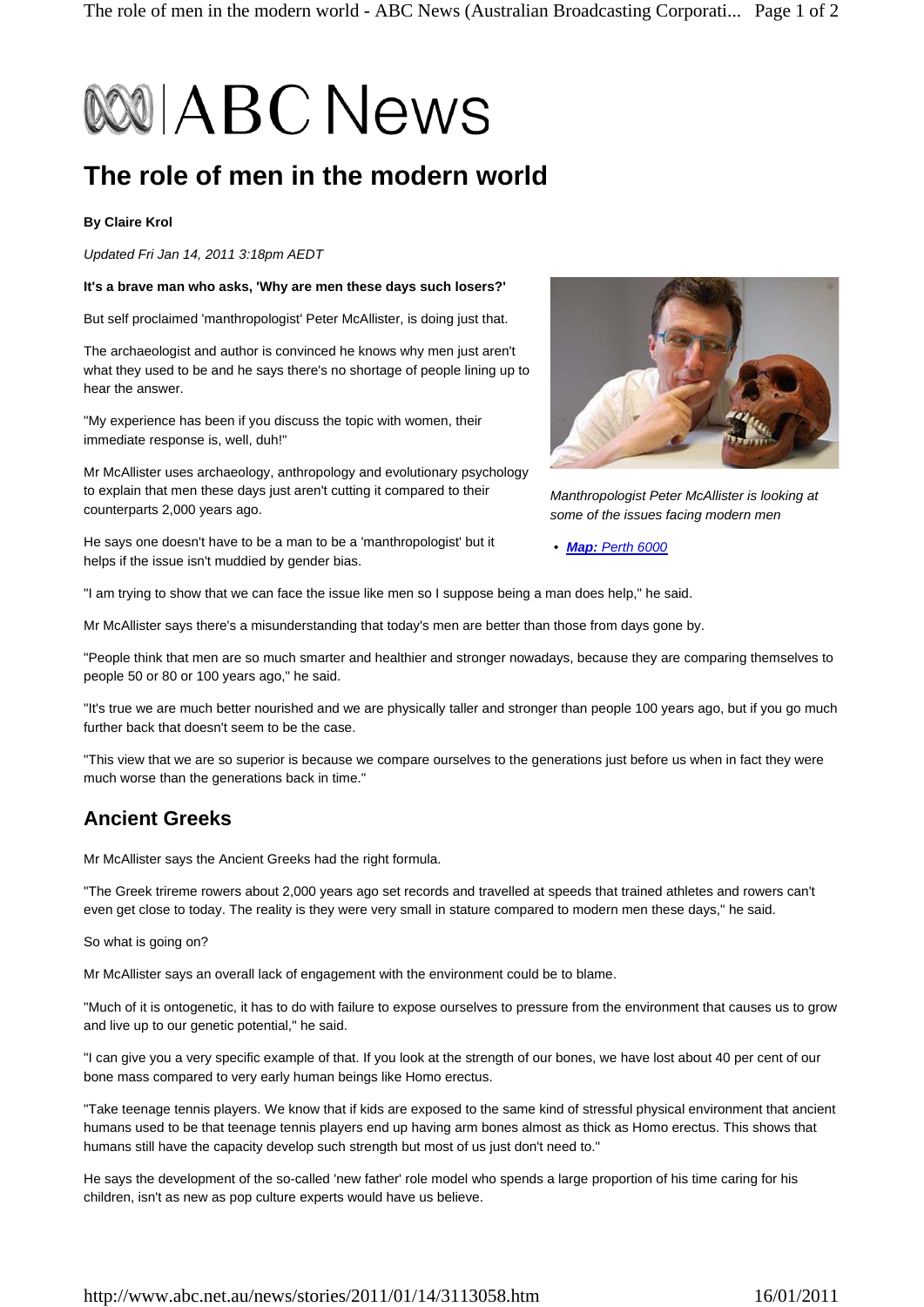# ABC News

# The role of men in the modern world

**By Claire Krol**

*Updated Fri Jan 14, 2011 3:18pm AEDT*

**It's a brave man who asks, 'Why are men these days such losers?'**

But self proclaimed 'manthropologist' Peter McAllister, is doing just that.

The archaeologist and author is convinced he knows why men just aren't what they used to be and he says there's no shortage of people lining up to hear the answer.

"My experience has been if you discuss the topic with women, their immediate response is, well, duh!"

Mr McAllister uses archaeology, anthropology and evolutionary psychology to explain that men these days just aren't cutting it compared to their counterparts 2,000 years ago.

He says one doesn't have to be a man to be a 'manthropologist' but it helps if the issue isn't muddied by gender bias.

*Manthropologist Peter McAllister is looking at some of the issues facing modern men*

- ***Map:*** *Perth 6000*

"I am trying to show that we can face the issue like men so I suppose being a man does help," he said.

Mr McAllister says there's a misunderstanding that today's men are better than those from days gone by.

"People think that men are so much smarter and healthier and stronger nowadays, because they are comparing themselves to people 50 or 80 or 100 years ago," he said.

"It's true we are much better nourished and we are physically taller and stronger than people 100 years ago, but if you go much further back that doesn't seem to be the case.

"This view that we are so superior is because we compare ourselves to the generations just before us when in fact they were much worse than the generations back in time."

## Ancient Greeks

Mr McAllister says the Ancient Greeks had the right formula.

"The Greek trireme rowers about 2,000 years ago set records and travelled at speeds that trained athletes and rowers can't even get close to today. The reality is they were very small in stature compared to modern men these days," he said.

So what is going on?

Mr McAllister says an overall lack of engagement with the environment could be to blame.

"Much of it is ontogenetic, it has to do with failure to expose ourselves to pressure from the environment that causes us to grow and live up to our genetic potential," he said.

"I can give you a very specific example of that. If you look at the strength of our bones, we have lost about 40 per cent of our bone mass compared to very early human beings like Homo erectus.

"Take teenage tennis players. We know that if kids are exposed to the same kind of stressful physical environment that ancient humans used to be that teenage tennis players end up having arm bones almost as thick as Homo erectus. This shows that humans still have the capacity develop such strength but most of us just don't need to."

He says the development of the so-called 'new father' role model who spends a large proportion of his time caring for his children, isn't as new as pop culture experts would have us believe.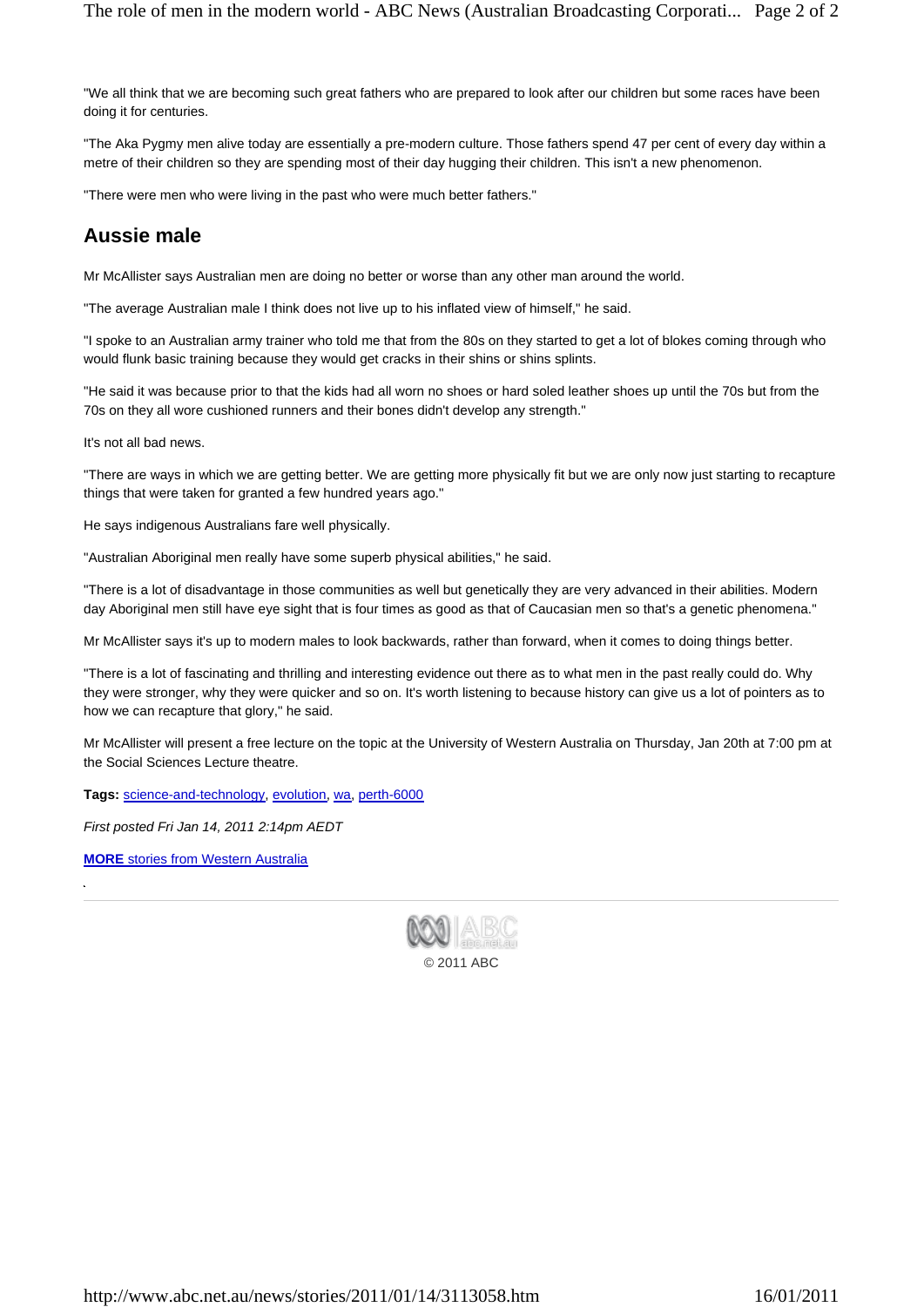"We all think that we are becoming such great fathers who are prepared to look after our children but some races have been doing it for centuries.

"The Aka Pygmy men alive today are essentially a pre-modern culture. Those fathers spend 47 per cent of every day within a metre of their children so they are spending most of their day hugging their children. This isn't a new phenomenon.

"There were men who were living in the past who were much better fathers."

## Aussie male

Mr McAllister says Australian men are doing no better or worse than any other man around the world.

"The average Australian male I think does not live up to his inflated view of himself," he said.

"I spoke to an Australian army trainer who told me that from the 80s on they started to get a lot of blokes coming through who would flunk basic training because they would get cracks in their shins or shins splints.

"He said it was because prior to that the kids had all worn no shoes or hard soled leather shoes up until the 70s but from the 70s on they all wore cushioned runners and their bones didn't develop any strength."

It's not all bad news.

"There are ways in which we are getting better. We are getting more physically fit but we are only now just starting to recapture things that were taken for granted a few hundred years ago."

He says indigenous Australians fare well physically.

"Australian Aboriginal men really have some superb physical abilities," he said.

"There is a lot of disadvantage in those communities as well but genetically they are very advanced in their abilities. Modern day Aboriginal men still have eye sight that is four times as good as that of Caucasian men so that's a genetic phenomena."

Mr McAllister says it's up to modern males to look backwards, rather than forward, when it comes to doing things better.

"There is a lot of fascinating and thrilling and interesting evidence out there as to what men in the past really could do. Why they were stronger, why they were quicker and so on. It's worth listening to because history can give us a lot of pointers as to how we can recapture that glory," he said.

Mr McAllister will present a free lecture on the topic at the University of Western Australia on Thursday, Jan 20th at 7:00 pm at the Social Sciences Lecture theatre.

**Tags:** science-and-technology, evolution, wa, perth-6000

*First posted Fri Jan 14, 2011 2:14pm AEDT*

**MORE** stories from Western Australia

© 2011 ABC